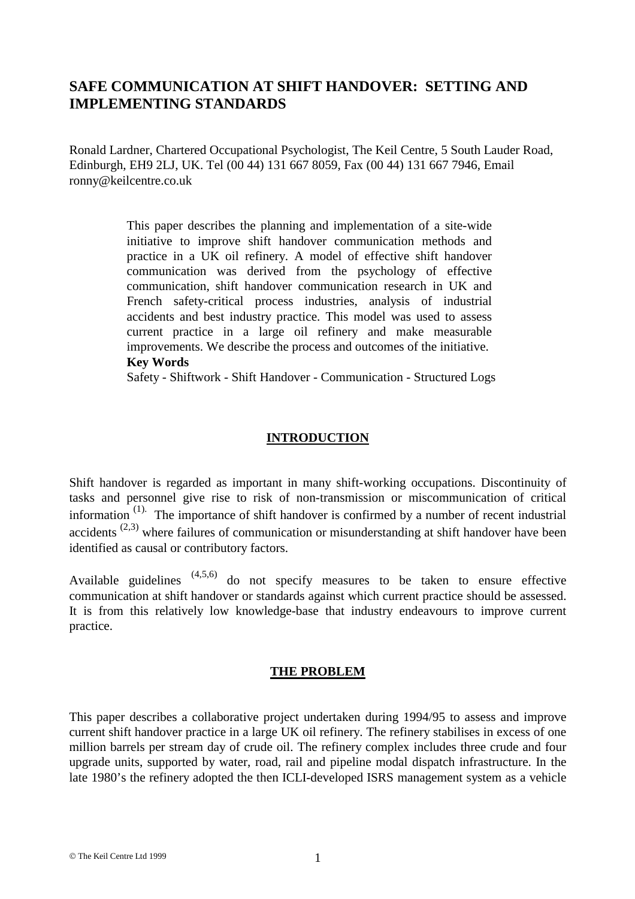# SAFE COMMUNICATION AT SHIFT HANDOVER: SETTING AND IMPLEMENTING STANDARDS

Ronald Lardner, Chartered Occupational Psychologist, The Keil Centre, 5 South Lauder Road, Edinburgh, EH9 2LJ, UK. Tel (00 44) 131 667 8059, Fax (00 44) 131 667 7946, Email ronny@keilcentre.co.uk

> This paper describes the planning and implementation of a site-wide initiative to improve shift handover communication methods and practice in a UK oil refinery. A model of effective shift handover communication was derived from the psychology of effective communication, shift handover communication research in UK and French safety-critical process industries, analysis of industrial accidents and best industry practice. This model was used to assess current practice in a large oil refinery and make measurable improvements. We describe the process and outcomes of the initiative.
>
> **Key Words**
>
> Safety - Shiftwork - Shift Handover - Communication - Structured Logs

## INTRODUCTION

Shift handover is regarded as important in many shift-working occupations. Discontinuity of tasks and personnel give rise to risk of non-transmission or miscommunication of critical information [1]. The importance of shift handover is confirmed by a number of recent industrial accidents [2,3] where failures of communication or misunderstanding at shift handover have been identified as causal or contributory factors.

Available guidelines [4,5,6] do not specify measures to be taken to ensure effective communication at shift handover or standards against which current practice should be assessed. It is from this relatively low knowledge-base that industry endeavours to improve current practice.

## THE PROBLEM

This paper describes a collaborative project undertaken during 1994/95 to assess and improve current shift handover practice in a large UK oil refinery. The refinery stabilises in excess of one million barrels per stream day of crude oil. The refinery complex includes three crude and four upgrade units, supported by water, road, rail and pipeline modal dispatch infrastructure. In the late 1980's the refinery adopted the then ICLI-developed ISRS management system as a vehicle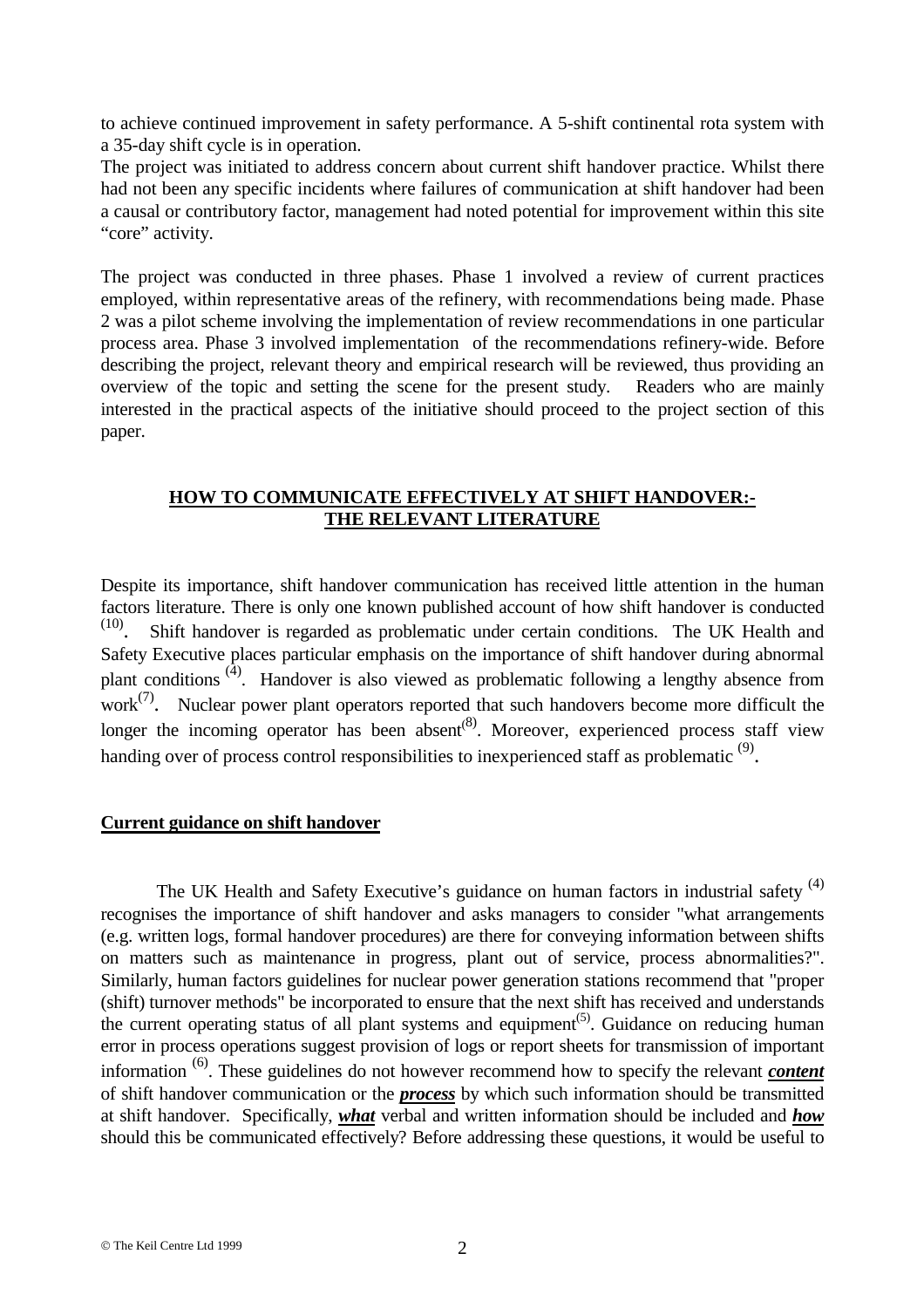to achieve continued improvement in safety performance. A 5-shift continental rota system with a 35-day shift cycle is in operation.

The project was initiated to address concern about current shift handover practice. Whilst there had not been any specific incidents where failures of communication at shift handover had been a causal or contributory factor, management had noted potential for improvement within this site "core" activity.

The project was conducted in three phases. Phase 1 involved a review of current practices employed, within representative areas of the refinery, with recommendations being made. Phase 2 was a pilot scheme involving the implementation of review recommendations in one particular process area. Phase 3 involved implementation of the recommendations refinery-wide. Before describing the project, relevant theory and empirical research will be reviewed, thus providing an overview of the topic and setting the scene for the present study. Readers who are mainly interested in the practical aspects of the initiative should proceed to the project section of this paper.

## HOW TO COMMUNICATE EFFECTIVELY AT SHIFT HANDOVER:- THE RELEVANT LITERATURE

Despite its importance, shift handover communication has received little attention in the human factors literature. There is only one known published account of how shift handover is conducted [10]. Shift handover is regarded as problematic under certain conditions. The UK Health and Safety Executive places particular emphasis on the importance of shift handover during abnormal plant conditions [4]. Handover is also viewed as problematic following a lengthy absence from work[7]. Nuclear power plant operators reported that such handovers become more difficult the longer the incoming operator has been absent[8]. Moreover, experienced process staff view handing over of process control responsibilities to inexperienced staff as problematic [9].

### Current guidance on shift handover

The UK Health and Safety Executive's guidance on human factors in industrial safety [4] recognises the importance of shift handover and asks managers to consider "what arrangements (e.g. written logs, formal handover procedures) are there for conveying information between shifts on matters such as maintenance in progress, plant out of service, process abnormalities?". Similarly, human factors guidelines for nuclear power generation stations recommend that "proper (shift) turnover methods" be incorporated to ensure that the next shift has received and understands the current operating status of all plant systems and equipment[5]. Guidance on reducing human error in process operations suggest provision of logs or report sheets for transmission of important information [6]. These guidelines do not however recommend how to specify the relevant ***content*** of shift handover communication or the ***process*** by which such information should be transmitted at shift handover. Specifically, ***what*** verbal and written information should be included and ***how*** should this be communicated effectively? Before addressing these questions, it would be useful to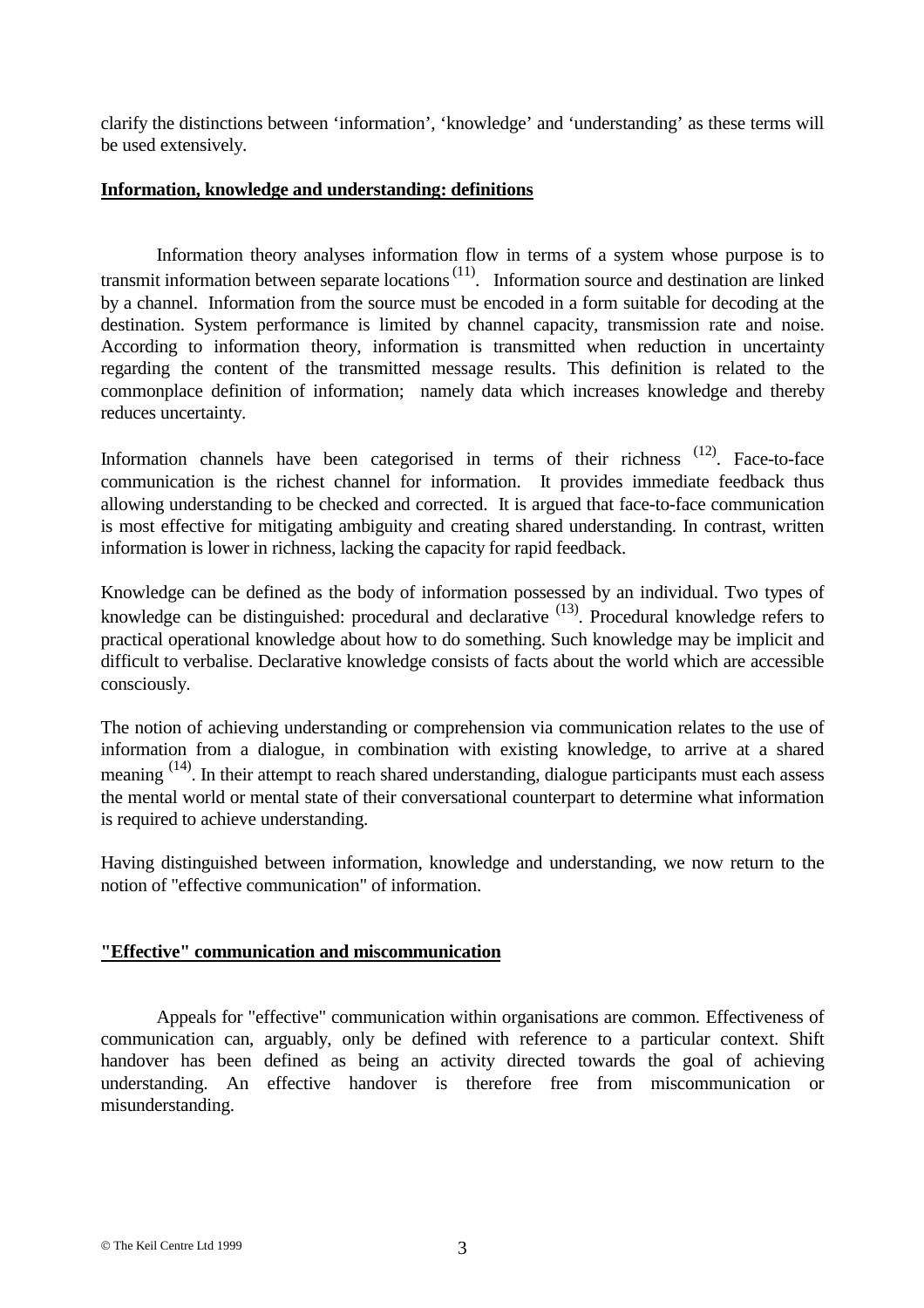clarify the distinctions between 'information', 'knowledge' and 'understanding' as these terms will be used extensively.

## Information, knowledge and understanding: definitions

Information theory analyses information flow in terms of a system whose purpose is to transmit information between separate locations [11]. Information source and destination are linked by a channel. Information from the source must be encoded in a form suitable for decoding at the destination. System performance is limited by channel capacity, transmission rate and noise. According to information theory, information is transmitted when reduction in uncertainty regarding the content of the transmitted message results. This definition is related to the commonplace definition of information; namely data which increases knowledge and thereby reduces uncertainty.

Information channels have been categorised in terms of their richness [12]. Face-to-face communication is the richest channel for information. It provides immediate feedback thus allowing understanding to be checked and corrected. It is argued that face-to-face communication is most effective for mitigating ambiguity and creating shared understanding. In contrast, written information is lower in richness, lacking the capacity for rapid feedback.

Knowledge can be defined as the body of information possessed by an individual. Two types of knowledge can be distinguished: procedural and declarative [13]. Procedural knowledge refers to practical operational knowledge about how to do something. Such knowledge may be implicit and difficult to verbalise. Declarative knowledge consists of facts about the world which are accessible consciously.

The notion of achieving understanding or comprehension via communication relates to the use of information from a dialogue, in combination with existing knowledge, to arrive at a shared meaning [14]. In their attempt to reach shared understanding, dialogue participants must each assess the mental world or mental state of their conversational counterpart to determine what information is required to achieve understanding.

Having distinguished between information, knowledge and understanding, we now return to the notion of "effective communication" of information.

## "Effective" communication and miscommunication

Appeals for "effective" communication within organisations are common. Effectiveness of communication can, arguably, only be defined with reference to a particular context. Shift handover has been defined as being an activity directed towards the goal of achieving understanding. An effective handover is therefore free from miscommunication or misunderstanding.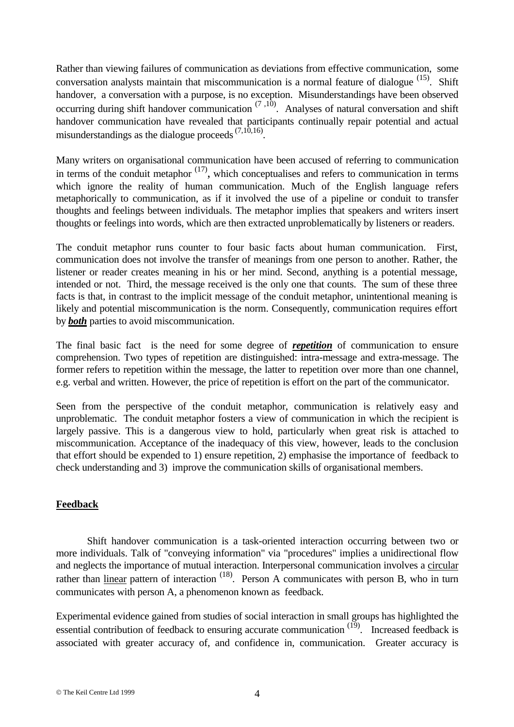Rather than viewing failures of communication as deviations from effective communication, some conversation analysts maintain that miscommunication is a normal feature of dialogue [15]. Shift handover, a conversation with a purpose, is no exception. Misunderstandings have been observed occurring during shift handover communication [7,10]. Analyses of natural conversation and shift handover communication have revealed that participants continually repair potential and actual misunderstandings as the dialogue proceeds [7,10,16].

Many writers on organisational communication have been accused of referring to communication in terms of the conduit metaphor [17], which conceptualises and refers to communication in terms which ignore the reality of human communication. Much of the English language refers metaphorically to communication, as if it involved the use of a pipeline or conduit to transfer thoughts and feelings between individuals. The metaphor implies that speakers and writers insert thoughts or feelings into words, which are then extracted unproblematically by listeners or readers.

The conduit metaphor runs counter to four basic facts about human communication. First, communication does not involve the transfer of meanings from one person to another. Rather, the listener or reader creates meaning in his or her mind. Second, anything is a potential message, intended or not. Third, the message received is the only one that counts. The sum of these three facts is that, in contrast to the implicit message of the conduit metaphor, unintentional meaning is likely and potential miscommunication is the norm. Consequently, communication requires effort by ***both*** parties to avoid miscommunication.

The final basic fact is the need for some degree of ***repetition*** of communication to ensure comprehension. Two types of repetition are distinguished: intra-message and extra-message. The former refers to repetition within the message, the latter to repetition over more than one channel, e.g. verbal and written. However, the price of repetition is effort on the part of the communicator.

Seen from the perspective of the conduit metaphor, communication is relatively easy and unproblematic. The conduit metaphor fosters a view of communication in which the recipient is largely passive. This is a dangerous view to hold, particularly when great risk is attached to miscommunication. Acceptance of the inadequacy of this view, however, leads to the conclusion that effort should be expended to 1) ensure repetition, 2) emphasise the importance of feedback to check understanding and 3) improve the communication skills of organisational members.

## Feedback

Shift handover communication is a task-oriented interaction occurring between two or more individuals. Talk of "conveying information" via "procedures" implies a unidirectional flow and neglects the importance of mutual interaction. Interpersonal communication involves a circular rather than linear pattern of interaction [18]. Person A communicates with person B, who in turn communicates with person A, a phenomenon known as feedback.

Experimental evidence gained from studies of social interaction in small groups has highlighted the essential contribution of feedback to ensuring accurate communication [19]. Increased feedback is associated with greater accuracy of, and confidence in, communication. Greater accuracy is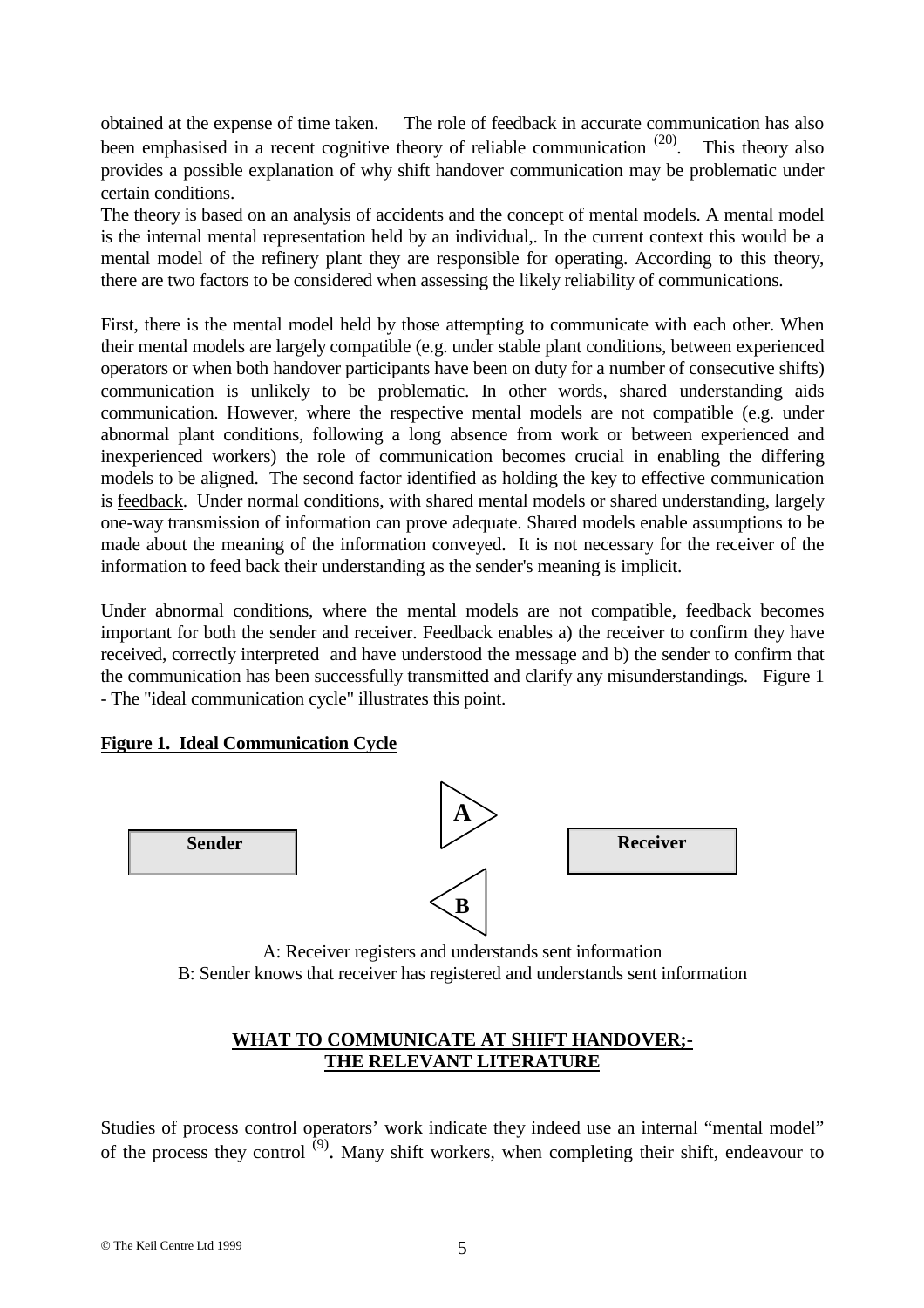obtained at the expense of time taken. The role of feedback in accurate communication has also been emphasised in a recent cognitive theory of reliable communication [20]. This theory also provides a possible explanation of why shift handover communication may be problematic under certain conditions.

The theory is based on an analysis of accidents and the concept of mental models. A mental model is the internal mental representation held by an individual,. In the current context this would be a mental model of the refinery plant they are responsible for operating. According to this theory, there are two factors to be considered when assessing the likely reliability of communications.

First, there is the mental model held by those attempting to communicate with each other. When their mental models are largely compatible (e.g. under stable plant conditions, between experienced operators or when both handover participants have been on duty for a number of consecutive shifts) communication is unlikely to be problematic. In other words, shared understanding aids communication. However, where the respective mental models are not compatible (e.g. under abnormal plant conditions, following a long absence from work or between experienced and inexperienced workers) the role of communication becomes crucial in enabling the differing models to be aligned. The second factor identified as holding the key to effective communication is feedback. Under normal conditions, with shared mental models or shared understanding, largely one-way transmission of information can prove adequate. Shared models enable assumptions to be made about the meaning of the information conveyed. It is not necessary for the receiver of the information to feed back their understanding as the sender's meaning is implicit.

Under abnormal conditions, where the mental models are not compatible, feedback becomes important for both the sender and receiver. Feedback enables a) the receiver to confirm they have received, correctly interpreted and have understood the message and b) the sender to confirm that the communication has been successfully transmitted and clarify any misunderstandings. Figure 1 - The "ideal communication cycle" illustrates this point.

**Figure 1. Ideal Communication Cycle**

Sender | A → | Receiver
Sender | ← B | Receiver

A: Receiver registers and understands sent information
B: Sender knows that receiver has registered and understands sent information

## WHAT TO COMMUNICATE AT SHIFT HANDOVER;- THE RELEVANT LITERATURE

Studies of process control operators' work indicate they indeed use an internal "mental model" of the process they control [9]. Many shift workers, when completing their shift, endeavour to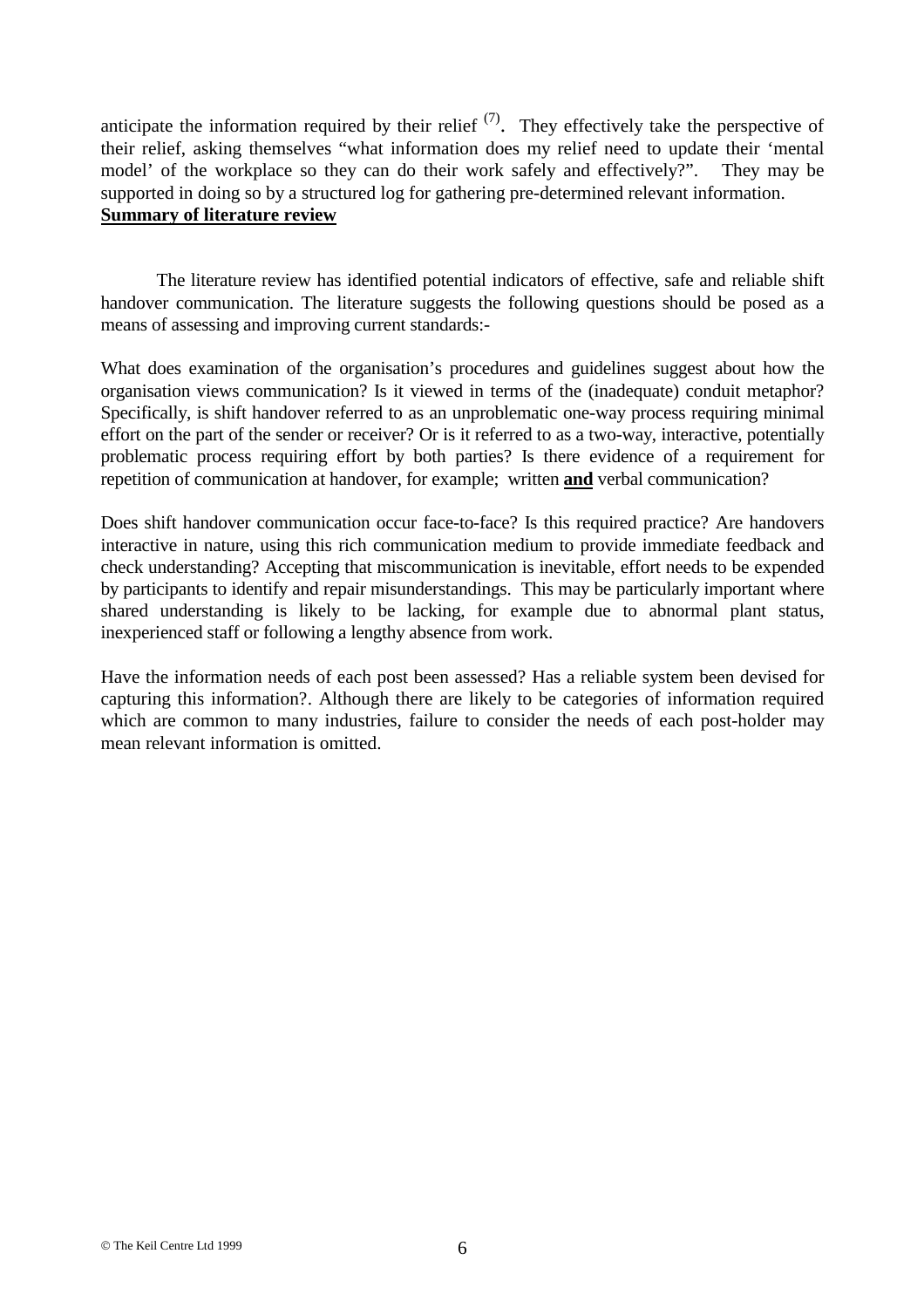anticipate the information required by their relief [7]. They effectively take the perspective of their relief, asking themselves "what information does my relief need to update their 'mental model' of the workplace so they can do their work safely and effectively?". They may be supported in doing so by a structured log for gathering pre-determined relevant information.

**Summary of literature review**

The literature review has identified potential indicators of effective, safe and reliable shift handover communication. The literature suggests the following questions should be posed as a means of assessing and improving current standards:-

What does examination of the organisation's procedures and guidelines suggest about how the organisation views communication? Is it viewed in terms of the (inadequate) conduit metaphor? Specifically, is shift handover referred to as an unproblematic one-way process requiring minimal effort on the part of the sender or receiver? Or is it referred to as a two-way, interactive, potentially problematic process requiring effort by both parties? Is there evidence of a requirement for repetition of communication at handover, for example; written **and** verbal communication?

Does shift handover communication occur face-to-face? Is this required practice? Are handovers interactive in nature, using this rich communication medium to provide immediate feedback and check understanding? Accepting that miscommunication is inevitable, effort needs to be expended by participants to identify and repair misunderstandings. This may be particularly important where shared understanding is likely to be lacking, for example due to abnormal plant status, inexperienced staff or following a lengthy absence from work.

Have the information needs of each post been assessed? Has a reliable system been devised for capturing this information?. Although there are likely to be categories of information required which are common to many industries, failure to consider the needs of each post-holder may mean relevant information is omitted.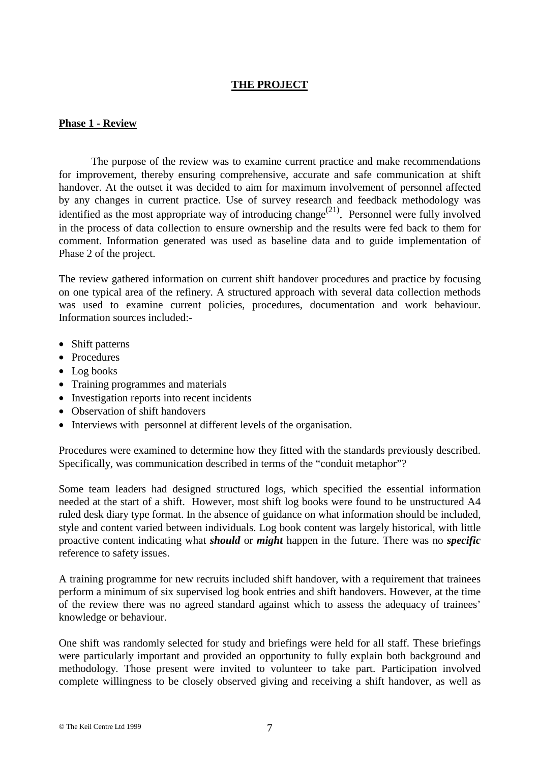# THE PROJECT

## Phase 1 - Review

The purpose of the review was to examine current practice and make recommendations for improvement, thereby ensuring comprehensive, accurate and safe communication at shift handover. At the outset it was decided to aim for maximum involvement of personnel affected by any changes in current practice. Use of survey research and feedback methodology was identified as the most appropriate way of introducing change[21]. Personnel were fully involved in the process of data collection to ensure ownership and the results were fed back to them for comment. Information generated was used as baseline data and to guide implementation of Phase 2 of the project.

The review gathered information on current shift handover procedures and practice by focusing on one typical area of the refinery. A structured approach with several data collection methods was used to examine current policies, procedures, documentation and work behaviour. Information sources included:-

- Shift patterns
- Procedures
- Log books
- Training programmes and materials
- Investigation reports into recent incidents
- Observation of shift handovers
- Interviews with personnel at different levels of the organisation.

Procedures were examined to determine how they fitted with the standards previously described. Specifically, was communication described in terms of the "conduit metaphor"?

Some team leaders had designed structured logs, which specified the essential information needed at the start of a shift. However, most shift log books were found to be unstructured A4 ruled desk diary type format. In the absence of guidance on what information should be included, style and content varied between individuals. Log book content was largely historical, with little proactive content indicating what ***should*** or ***might*** happen in the future. There was no ***specific*** reference to safety issues.

A training programme for new recruits included shift handover, with a requirement that trainees perform a minimum of six supervised log book entries and shift handovers. However, at the time of the review there was no agreed standard against which to assess the adequacy of trainees' knowledge or behaviour.

One shift was randomly selected for study and briefings were held for all staff. These briefings were particularly important and provided an opportunity to fully explain both background and methodology. Those present were invited to volunteer to take part. Participation involved complete willingness to be closely observed giving and receiving a shift handover, as well as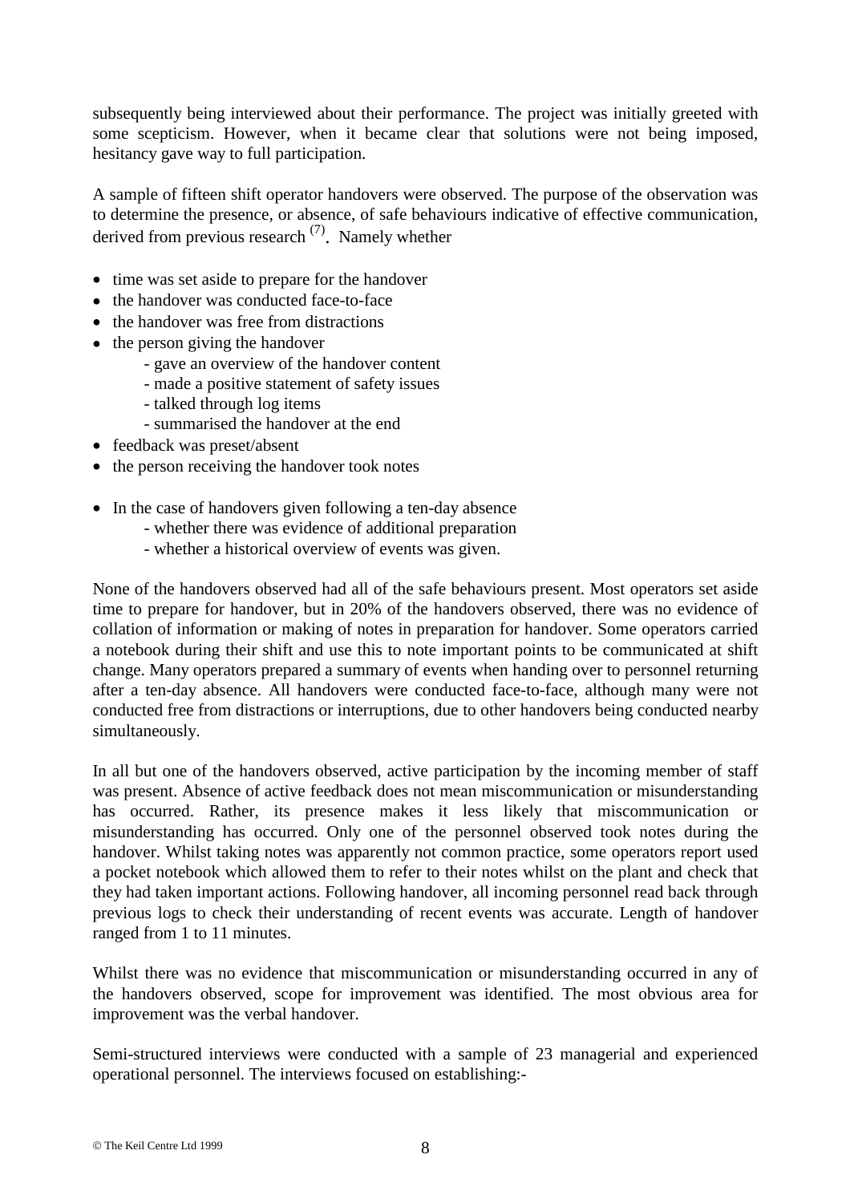subsequently being interviewed about their performance. The project was initially greeted with some scepticism. However, when it became clear that solutions were not being imposed, hesitancy gave way to full participation.

A sample of fifteen shift operator handovers were observed. The purpose of the observation was to determine the presence, or absence, of safe behaviours indicative of effective communication, derived from previous research [(7)]. Namely whether

- time was set aside to prepare for the handover
- the handover was conducted face-to-face
- the handover was free from distractions
- the person giving the handover
    - gave an overview of the handover content
    - made a positive statement of safety issues
    - talked through log items
    - summarised the handover at the end
- feedback was preset/absent
- the person receiving the handover took notes

- In the case of handovers given following a ten-day absence
    - whether there was evidence of additional preparation
    - whether a historical overview of events was given.

None of the handovers observed had all of the safe behaviours present. Most operators set aside time to prepare for handover, but in 20% of the handovers observed, there was no evidence of collation of information or making of notes in preparation for handover. Some operators carried a notebook during their shift and use this to note important points to be communicated at shift change. Many operators prepared a summary of events when handing over to personnel returning after a ten-day absence. All handovers were conducted face-to-face, although many were not conducted free from distractions or interruptions, due to other handovers being conducted nearby simultaneously.

In all but one of the handovers observed, active participation by the incoming member of staff was present. Absence of active feedback does not mean miscommunication or misunderstanding has occurred. Rather, its presence makes it less likely that miscommunication or misunderstanding has occurred. Only one of the personnel observed took notes during the handover. Whilst taking notes was apparently not common practice, some operators report used a pocket notebook which allowed them to refer to their notes whilst on the plant and check that they had taken important actions. Following handover, all incoming personnel read back through previous logs to check their understanding of recent events was accurate. Length of handover ranged from 1 to 11 minutes.

Whilst there was no evidence that miscommunication or misunderstanding occurred in any of the handovers observed, scope for improvement was identified. The most obvious area for improvement was the verbal handover.

Semi-structured interviews were conducted with a sample of 23 managerial and experienced operational personnel. The interviews focused on establishing:-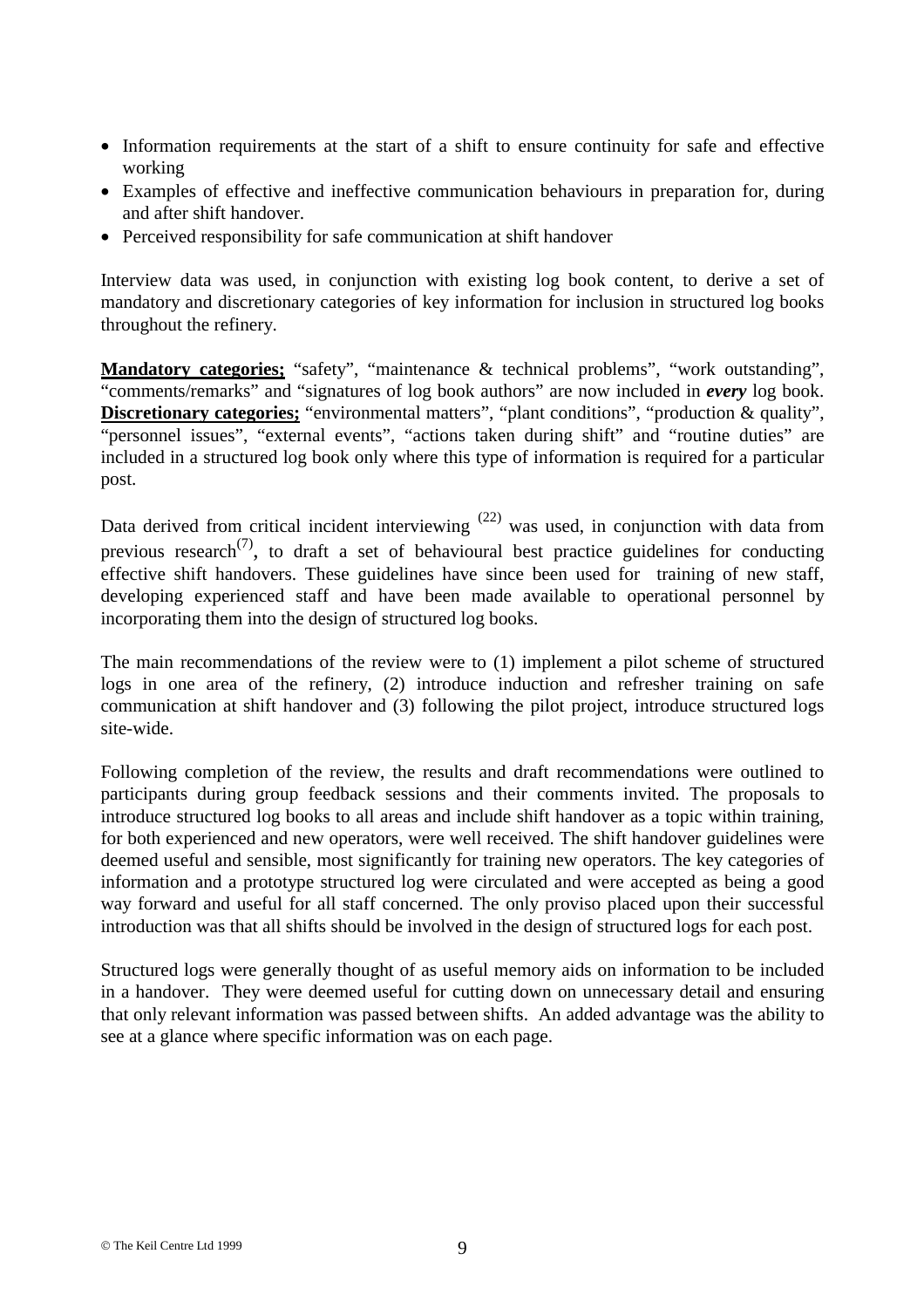- Information requirements at the start of a shift to ensure continuity for safe and effective working
- Examples of effective and ineffective communication behaviours in preparation for, during and after shift handover.
- Perceived responsibility for safe communication at shift handover

Interview data was used, in conjunction with existing log book content, to derive a set of mandatory and discretionary categories of key information for inclusion in structured log books throughout the refinery.

**Mandatory categories;** "safety", "maintenance & technical problems", "work outstanding", "comments/remarks" and "signatures of log book authors" are now included in ***every*** log book. **Discretionary categories;** "environmental matters", "plant conditions", "production & quality", "personnel issues", "external events", "actions taken during shift" and "routine duties" are included in a structured log book only where this type of information is required for a particular post.

Data derived from critical incident interviewing [(22)] was used, in conjunction with data from previous research[(7)], to draft a set of behavioural best practice guidelines for conducting effective shift handovers. These guidelines have since been used for training of new staff, developing experienced staff and have been made available to operational personnel by incorporating them into the design of structured log books.

The main recommendations of the review were to (1) implement a pilot scheme of structured logs in one area of the refinery, (2) introduce induction and refresher training on safe communication at shift handover and (3) following the pilot project, introduce structured logs site-wide.

Following completion of the review, the results and draft recommendations were outlined to participants during group feedback sessions and their comments invited. The proposals to introduce structured log books to all areas and include shift handover as a topic within training, for both experienced and new operators, were well received. The shift handover guidelines were deemed useful and sensible, most significantly for training new operators. The key categories of information and a prototype structured log were circulated and were accepted as being a good way forward and useful for all staff concerned. The only proviso placed upon their successful introduction was that all shifts should be involved in the design of structured logs for each post.

Structured logs were generally thought of as useful memory aids on information to be included in a handover. They were deemed useful for cutting down on unnecessary detail and ensuring that only relevant information was passed between shifts. An added advantage was the ability to see at a glance where specific information was on each page.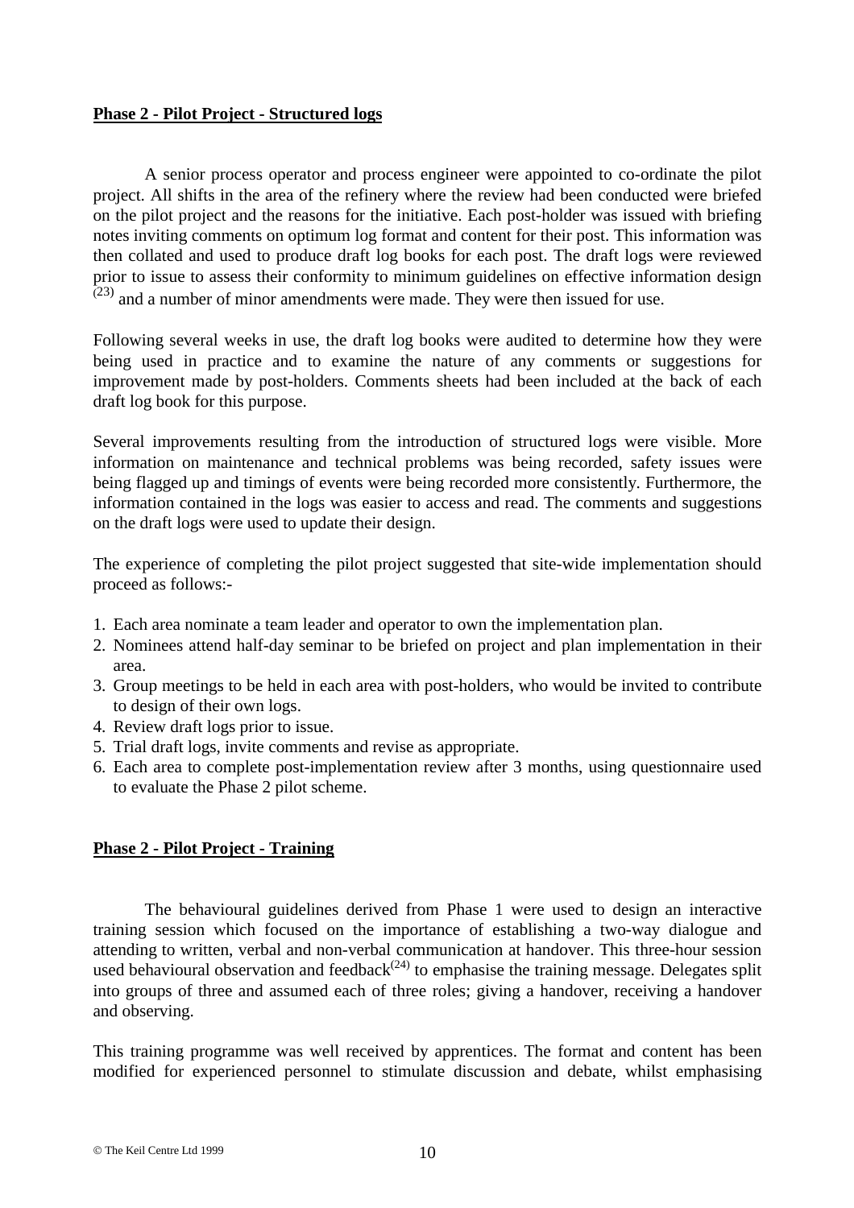**Phase 2 - Pilot Project - Structured logs**

A senior process operator and process engineer were appointed to co-ordinate the pilot project. All shifts in the area of the refinery where the review had been conducted were briefed on the pilot project and the reasons for the initiative. Each post-holder was issued with briefing notes inviting comments on optimum log format and content for their post. This information was then collated and used to produce draft log books for each post. The draft logs were reviewed prior to issue to assess their conformity to minimum guidelines on effective information design [23] and a number of minor amendments were made. They were then issued for use.

Following several weeks in use, the draft log books were audited to determine how they were being used in practice and to examine the nature of any comments or suggestions for improvement made by post-holders. Comments sheets had been included at the back of each draft log book for this purpose.

Several improvements resulting from the introduction of structured logs were visible. More information on maintenance and technical problems was being recorded, safety issues were being flagged up and timings of events were being recorded more consistently. Furthermore, the information contained in the logs was easier to access and read. The comments and suggestions on the draft logs were used to update their design.

The experience of completing the pilot project suggested that site-wide implementation should proceed as follows:-

1. Each area nominate a team leader and operator to own the implementation plan.
2. Nominees attend half-day seminar to be briefed on project and plan implementation in their area.
3. Group meetings to be held in each area with post-holders, who would be invited to contribute to design of their own logs.
4. Review draft logs prior to issue.
5. Trial draft logs, invite comments and revise as appropriate.
6. Each area to complete post-implementation review after 3 months, using questionnaire used to evaluate the Phase 2 pilot scheme.

**Phase 2 - Pilot Project - Training**

The behavioural guidelines derived from Phase 1 were used to design an interactive training session which focused on the importance of establishing a two-way dialogue and attending to written, verbal and non-verbal communication at handover. This three-hour session used behavioural observation and feedback[24] to emphasise the training message. Delegates split into groups of three and assumed each of three roles; giving a handover, receiving a handover and observing.

This training programme was well received by apprentices. The format and content has been modified for experienced personnel to stimulate discussion and debate, whilst emphasising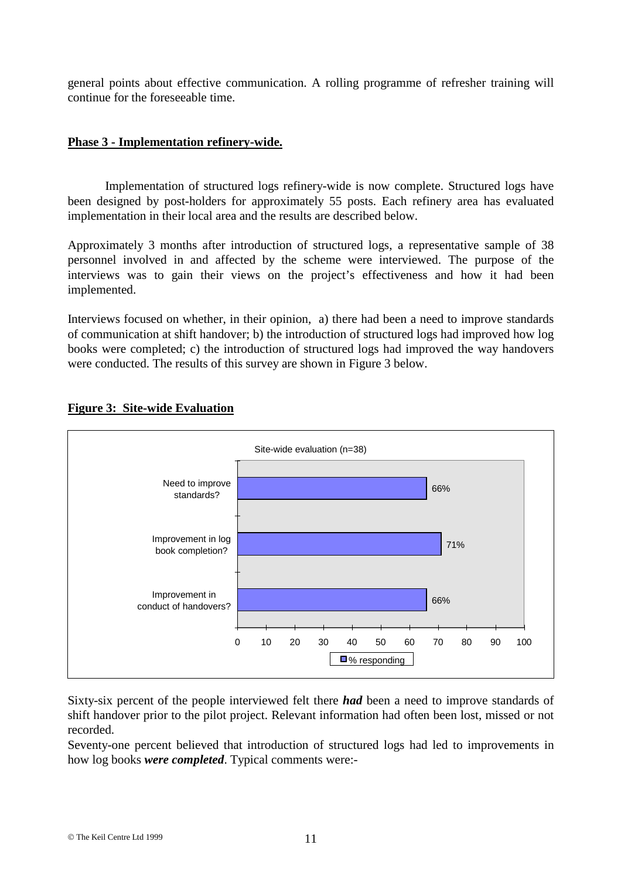general points about effective communication. A rolling programme of refresher training will continue for the foreseeable time.

**Phase 3 - Implementation refinery-wide.**

Implementation of structured logs refinery-wide is now complete. Structured logs have been designed by post-holders for approximately 55 posts. Each refinery area has evaluated implementation in their local area and the results are described below.

Approximately 3 months after introduction of structured logs, a representative sample of 38 personnel involved in and affected by the scheme were interviewed. The purpose of the interviews was to gain their views on the project's effectiveness and how it had been implemented.

Interviews focused on whether, in their opinion, a) there had been a need to improve standards of communication at shift handover; b) the introduction of structured logs had improved how log books were completed; c) the introduction of structured logs had improved the way handovers were conducted. The results of this survey are shown in Figure 3 below.

**Figure 3: Site-wide Evaluation**

Site-wide evaluation (n=38)

| | % responding |
|---|---|
| Need to improve standards? | 66% |
| Improvement in log book completion? | 71% |
| Improvement in conduct of handovers? | 66% |

Sixty-six percent of the people interviewed felt there ***had*** been a need to improve standards of shift handover prior to the pilot project. Relevant information had often been lost, missed or not recorded.

Seventy-one percent believed that introduction of structured logs had led to improvements in how log books ***were completed***. Typical comments were:-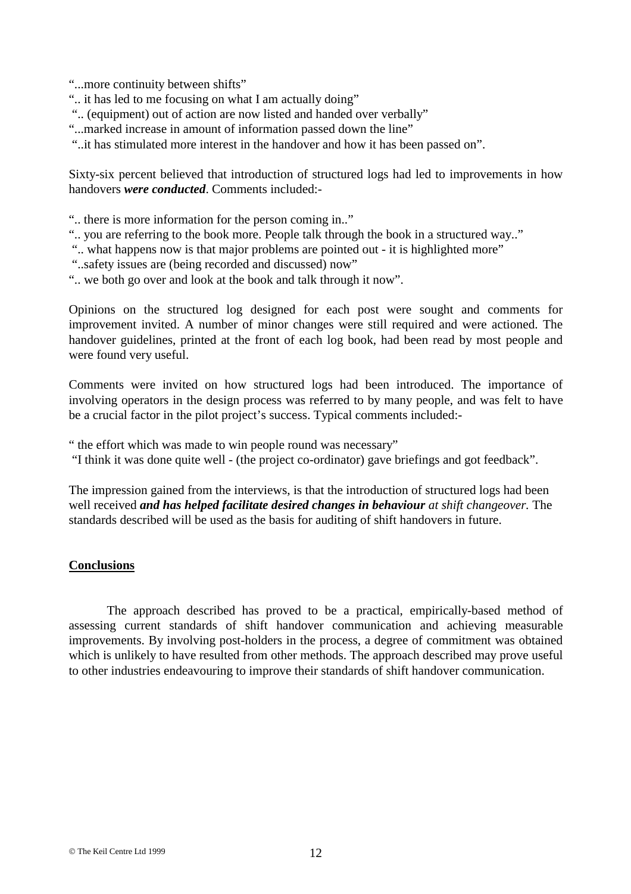"...more continuity between shifts"
".. it has led to me focusing on what I am actually doing"
".. (equipment) out of action are now listed and handed over verbally"
"...marked increase in amount of information passed down the line"
"..it has stimulated more interest in the handover and how it has been passed on".

Sixty-six percent believed that introduction of structured logs had led to improvements in how handovers ***were conducted***. Comments included:-

".. there is more information for the person coming in.."
".. you are referring to the book more. People talk through the book in a structured way.."
".. what happens now is that major problems are pointed out - it is highlighted more"
"..safety issues are (being recorded and discussed) now"
".. we both go over and look at the book and talk through it now".

Opinions on the structured log designed for each post were sought and comments for improvement invited. A number of minor changes were still required and were actioned. The handover guidelines, printed at the front of each log book, had been read by most people and were found very useful.

Comments were invited on how structured logs had been introduced. The importance of involving operators in the design process was referred to by many people, and was felt to have be a crucial factor in the pilot project's success. Typical comments included:-

" the effort which was made to win people round was necessary"
"I think it was done quite well - (the project co-ordinator) gave briefings and got feedback".

The impression gained from the interviews, is that the introduction of structured logs had been well received ***and has helped facilitate desired changes in behaviour*** *at shift changeover.* The standards described will be used as the basis for auditing of shift handovers in future.

## Conclusions

The approach described has proved to be a practical, empirically-based method of assessing current standards of shift handover communication and achieving measurable improvements. By involving post-holders in the process, a degree of commitment was obtained which is unlikely to have resulted from other methods. The approach described may prove useful to other industries endeavouring to improve their standards of shift handover communication.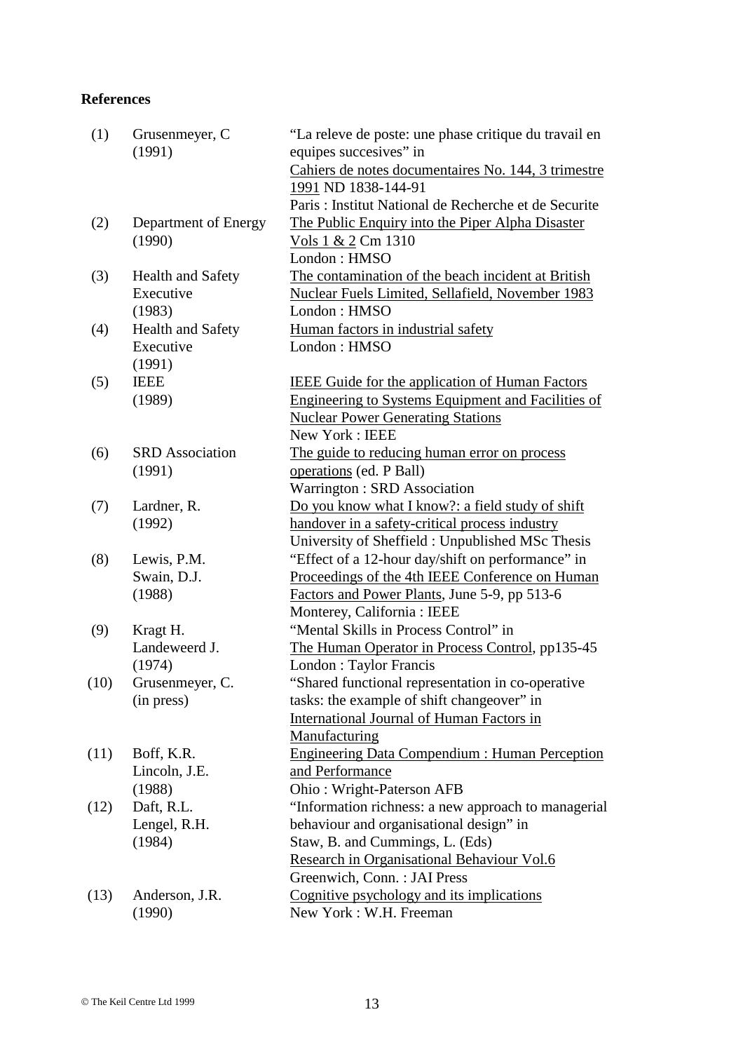**References**

| | | |
|---|---|---|
| (1) | Grusenmeyer, C (1991) | "La releve de poste: une phase critique du travail en equipes succesives" in Cahiers de notes documentaires No. 144, 3 trimestre 1991 ND 1838-144-91 Paris : Institut National de Recherche et de Securite |
| (2) | Department of Energy (1990) | The Public Enquiry into the Piper Alpha Disaster Vols 1 & 2 Cm 1310 London : HMSO |
| (3) | Health and Safety Executive (1983) | The contamination of the beach incident at British Nuclear Fuels Limited, Sellafield, November 1983 London : HMSO |
| (4) | Health and Safety Executive (1991) | Human factors in industrial safety London : HMSO |
| (5) | IEEE (1989) | IEEE Guide for the application of Human Factors Engineering to Systems Equipment and Facilities of Nuclear Power Generating Stations New York : IEEE |
| (6) | SRD Association (1991) | The guide to reducing human error on process operations (ed. P Ball) Warrington : SRD Association |
| (7) | Lardner, R. (1992) | Do you know what I know?: a field study of shift handover in a safety-critical process industry University of Sheffield : Unpublished MSc Thesis |
| (8) | Lewis, P.M. Swain, D.J. (1988) | "Effect of a 12-hour day/shift on performance" in Proceedings of the 4th IEEE Conference on Human Factors and Power Plants, June 5-9, pp 513-6 Monterey, California : IEEE |
| (9) | Kragt H. Landeweerd J. (1974) | "Mental Skills in Process Control" in The Human Operator in Process Control, pp135-45 London : Taylor Francis |
| (10) | Grusenmeyer, C. (in press) | "Shared functional representation in co-operative tasks: the example of shift changeover" in International Journal of Human Factors in Manufacturing |
| (11) | Boff, K.R. Lincoln, J.E. (1988) | Engineering Data Compendium : Human Perception and Performance Ohio : Wright-Paterson AFB |
| (12) | Daft, R.L. Lengel, R.H. (1984) | "Information richness: a new approach to managerial behaviour and organisational design" in Staw, B. and Cummings, L. (Eds) Research in Organisational Behaviour Vol.6 Greenwich, Conn. : JAI Press |
| (13) | Anderson, J.R. (1990) | Cognitive psychology and its implications New York : W.H. Freeman |

© The Keil Centre Ltd 1999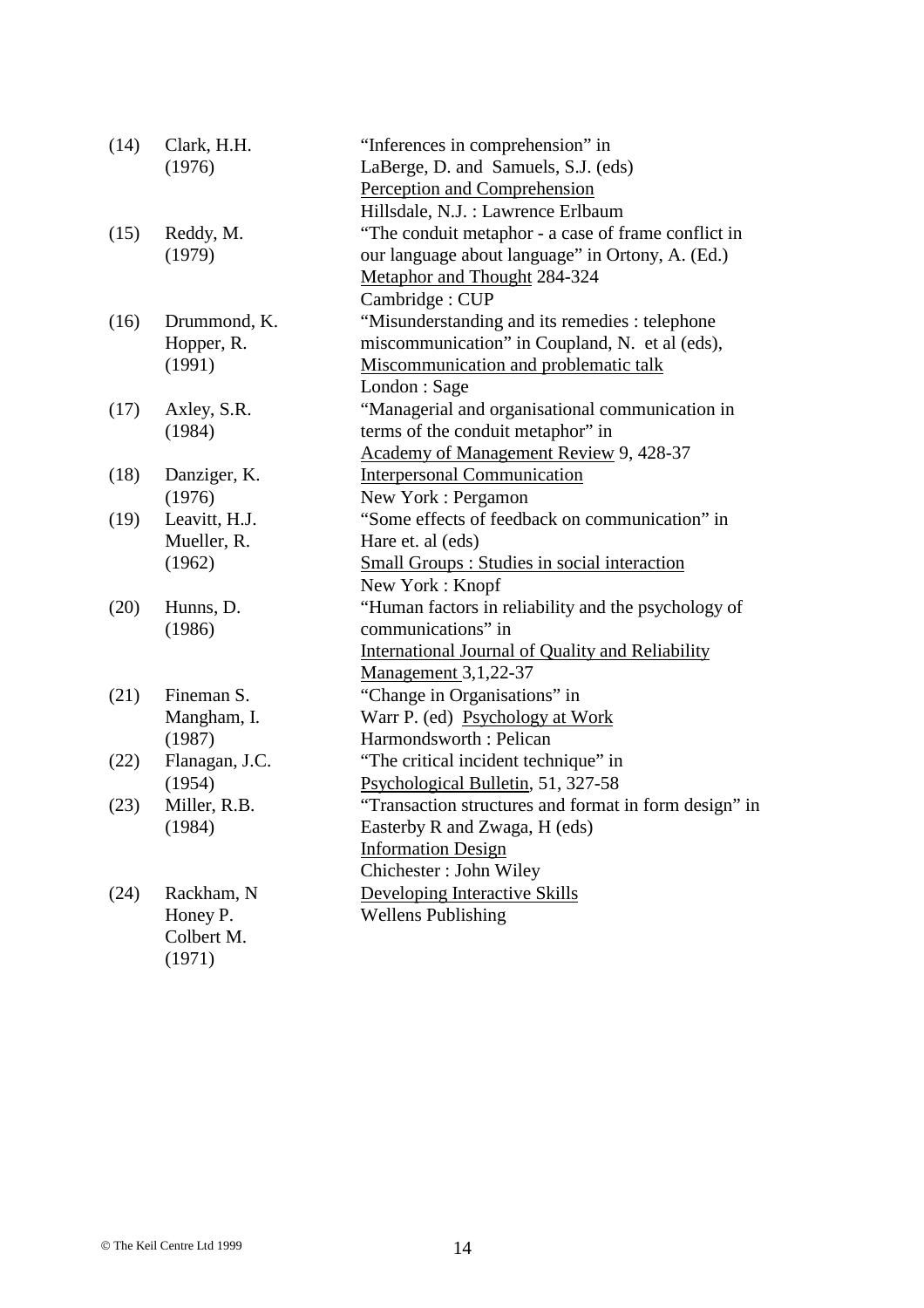| | | |
|---|---|---|
| (14) | Clark, H.H. (1976) | "Inferences in comprehension" in LaBerge, D. and Samuels, S.J. (eds) Perception and Comprehension Hillsdale, N.J. : Lawrence Erlbaum |
| (15) | Reddy, M. (1979) | "The conduit metaphor - a case of frame conflict in our language about language" in Ortony, A. (Ed.) Metaphor and Thought 284-324 Cambridge : CUP |
| (16) | Drummond, K. Hopper, R. (1991) | "Misunderstanding and its remedies : telephone miscommunication" in Coupland, N. et al (eds), Miscommunication and problematic talk London : Sage |
| (17) | Axley, S.R. (1984) | "Managerial and organisational communication in terms of the conduit metaphor" in Academy of Management Review 9, 428-37 |
| (18) | Danziger, K. (1976) | Interpersonal Communication New York : Pergamon |
| (19) | Leavitt, H.J. Mueller, R. (1962) | "Some effects of feedback on communication" in Hare et. al (eds) Small Groups : Studies in social interaction New York : Knopf |
| (20) | Hunns, D. (1986) | "Human factors in reliability and the psychology of communications" in International Journal of Quality and Reliability Management 3,1,22-37 |
| (21) | Fineman S. Mangham, I. (1987) | "Change in Organisations" in Warr P. (ed) Psychology at Work Harmondsworth : Pelican |
| (22) | Flanagan, J.C. (1954) | "The critical incident technique" in Psychological Bulletin, 51, 327-58 |
| (23) | Miller, R.B. (1984) | "Transaction structures and format in form design" in Easterby R and Zwaga, H (eds) Information Design Chichester : John Wiley |
| (24) | Rackham, N Honey P. Colbert M. (1971) | Developing Interactive Skills Wellens Publishing |

© The Keil Centre Ltd 1999